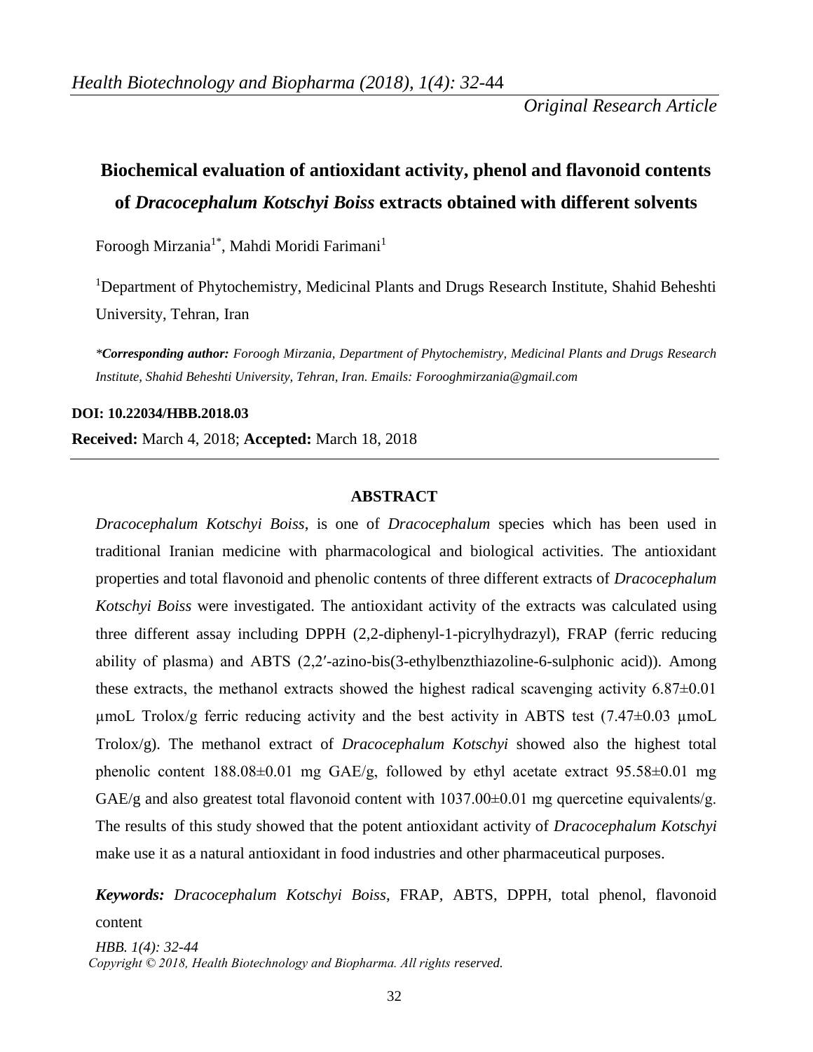*Original Research Article*

# Biochemical evaluation of antioxidant activity, phenol and flavonoid contents of *Dracocephalum Kotschyi Boiss* extracts obtained with different solvents

Foroogh Mirzania[1*], Mahdi Moridi Farimani[1]

[1]Department of Phytochemistry, Medicinal Plants and Drugs Research Institute, Shahid Beheshti University, Tehran, Iran

****Corresponding author:** Foroogh Mirzania, Department of Phytochemistry, Medicinal Plants and Drugs Research Institute, Shahid Beheshti University, Tehran, Iran. Emails: Forooghmirzania@gmail.com*

**DOI: 10.22034/HBB.2018.03**

**Received:** March 4, 2018; **Accepted:** March 18, 2018

## ABSTRACT

*Dracocephalum Kotschyi Boiss*, is one of *Dracocephalum* species which has been used in traditional Iranian medicine with pharmacological and biological activities. The antioxidant properties and total flavonoid and phenolic contents of three different extracts of *Dracocephalum Kotschyi Boiss* were investigated. The antioxidant activity of the extracts was calculated using three different assay including DPPH (2,2-diphenyl-1-picrylhydrazyl), FRAP (ferric reducing ability of plasma) and ABTS (2,2′-azino-bis(3-ethylbenzthiazoline-6-sulphonic acid)). Among these extracts, the methanol extracts showed the highest radical scavenging activity 6.87±0.01 µmoL Trolox/g ferric reducing activity and the best activity in ABTS test (7.47±0.03 µmoL Trolox/g). The methanol extract of *Dracocephalum Kotschyi* showed also the highest total phenolic content 188.08±0.01 mg GAE/g, followed by ethyl acetate extract 95.58±0.01 mg GAE/g and also greatest total flavonoid content with 1037.00±0.01 mg quercetine equivalents/g. The results of this study showed that the potent antioxidant activity of *Dracocephalum Kotschyi* make use it as a natural antioxidant in food industries and other pharmaceutical purposes.

***Keywords:*** *Dracocephalum Kotschyi Boiss*, FRAP, ABTS, DPPH, total phenol, flavonoid content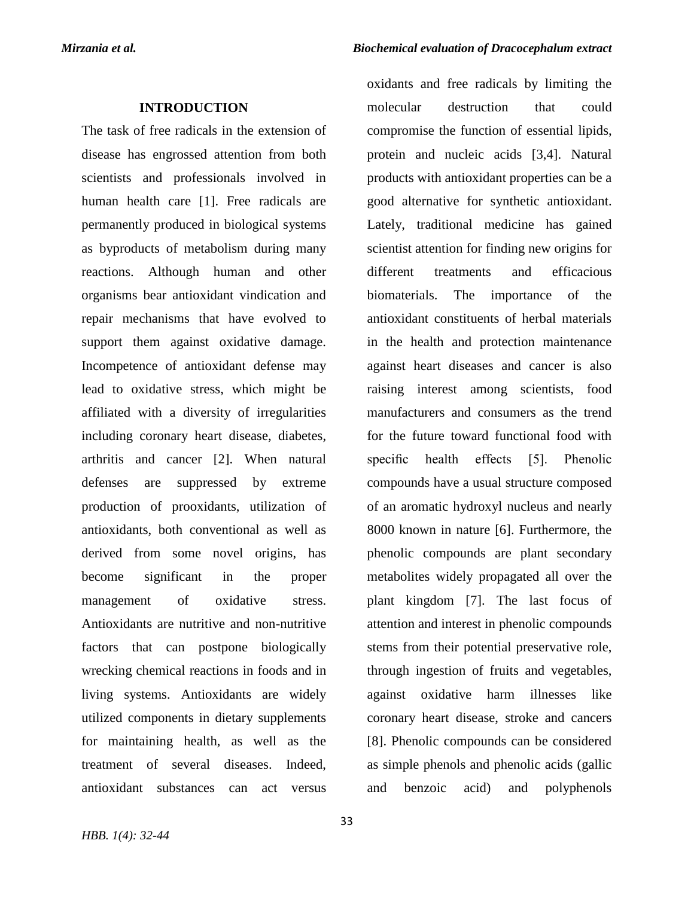## INTRODUCTION

The task of free radicals in the extension of disease has engrossed attention from both scientists and professionals involved in human health care [1]. Free radicals are permanently produced in biological systems as byproducts of metabolism during many reactions. Although human and other organisms bear antioxidant vindication and repair mechanisms that have evolved to support them against oxidative damage. Incompetence of antioxidant defense may lead to oxidative stress, which might be affiliated with a diversity of irregularities including coronary heart disease, diabetes, arthritis and cancer [2]. When natural defenses are suppressed by extreme production of prooxidants, utilization of antioxidants, both conventional as well as derived from some novel origins, has become significant in the proper management of oxidative stress. Antioxidants are nutritive and non-nutritive factors that can postpone biologically wrecking chemical reactions in foods and in living systems. Antioxidants are widely utilized components in dietary supplements for maintaining health, as well as the treatment of several diseases. Indeed, antioxidant substances can act versus oxidants and free radicals by limiting the molecular destruction that could compromise the function of essential lipids, protein and nucleic acids [3,4]. Natural products with antioxidant properties can be a good alternative for synthetic antioxidant. Lately, traditional medicine has gained scientist attention for finding new origins for different treatments and efficacious biomaterials. The importance of the antioxidant constituents of herbal materials in the health and protection maintenance against heart diseases and cancer is also raising interest among scientists, food manufacturers and consumers as the trend for the future toward functional food with specific health effects [5]. Phenolic compounds have a usual structure composed of an aromatic hydroxyl nucleus and nearly 8000 known in nature [6]. Furthermore, the phenolic compounds are plant secondary metabolites widely propagated all over the plant kingdom [7]. The last focus of attention and interest in phenolic compounds stems from their potential preservative role, through ingestion of fruits and vegetables, against oxidative harm illnesses like coronary heart disease, stroke and cancers [8]. Phenolic compounds can be considered as simple phenols and phenolic acids (gallic and benzoic acid) and polyphenols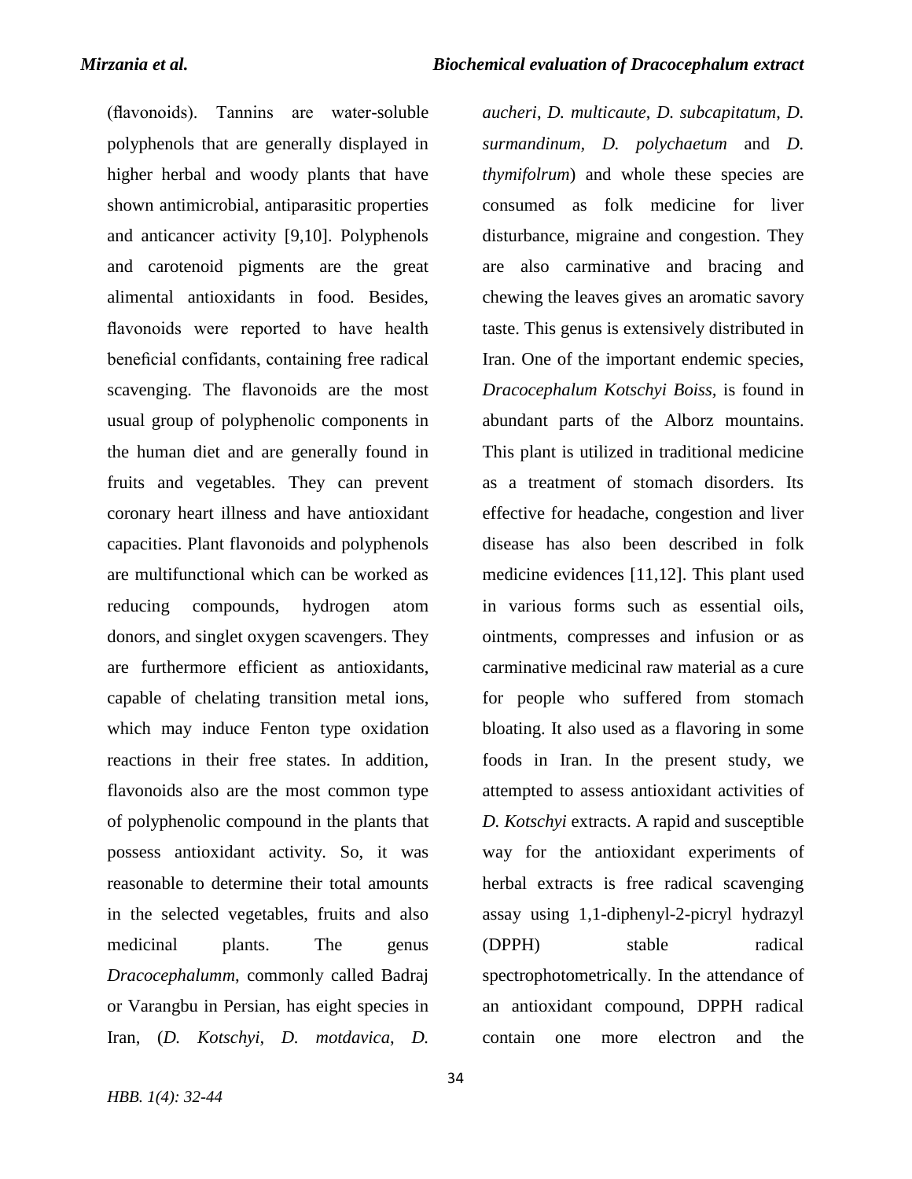(flavonoids). Tannins are water-soluble polyphenols that are generally displayed in higher herbal and woody plants that have shown antimicrobial, antiparasitic properties and anticancer activity [9,10]. Polyphenols and carotenoid pigments are the great alimental antioxidants in food. Besides, flavonoids were reported to have health beneficial confidants, containing free radical scavenging. The flavonoids are the most usual group of polyphenolic components in the human diet and are generally found in fruits and vegetables. They can prevent coronary heart illness and have antioxidant capacities. Plant flavonoids and polyphenols are multifunctional which can be worked as reducing compounds, hydrogen atom donors, and singlet oxygen scavengers. They are furthermore efficient as antioxidants, capable of chelating transition metal ions, which may induce Fenton type oxidation reactions in their free states. In addition, flavonoids also are the most common type of polyphenolic compound in the plants that possess antioxidant activity. So, it was reasonable to determine their total amounts in the selected vegetables, fruits and also medicinal plants. The genus *Dracocephalumm*, commonly called Badraj or Varangbu in Persian, has eight species in Iran, (*D. Kotschyi*, *D. motdavica*, *D. aucheri*, *D. multicaute*, *D. subcapitatum*, *D. surmandinum*, *D. polychaetum* and *D. thymifolrum*) and whole these species are consumed as folk medicine for liver disturbance, migraine and congestion. They are also carminative and bracing and chewing the leaves gives an aromatic savory taste. This genus is extensively distributed in Iran. One of the important endemic species, *Dracocephalum Kotschyi Boiss,* is found in abundant parts of the Alborz mountains. This plant is utilized in traditional medicine as a treatment of stomach disorders. Its effective for headache, congestion and liver disease has also been described in folk medicine evidences [11,12]. This plant used in various forms such as essential oils, ointments, compresses and infusion or as carminative medicinal raw material as a cure for people who suffered from stomach bloating. It also used as a flavoring in some foods in Iran. In the present study, we attempted to assess antioxidant activities of *D. Kotschyi* extracts. A rapid and susceptible way for the antioxidant experiments of herbal extracts is free radical scavenging assay using 1,1-diphenyl-2-picryl hydrazyl (DPPH) stable radical spectrophotometrically. In the attendance of an antioxidant compound, DPPH radical contain one more electron and the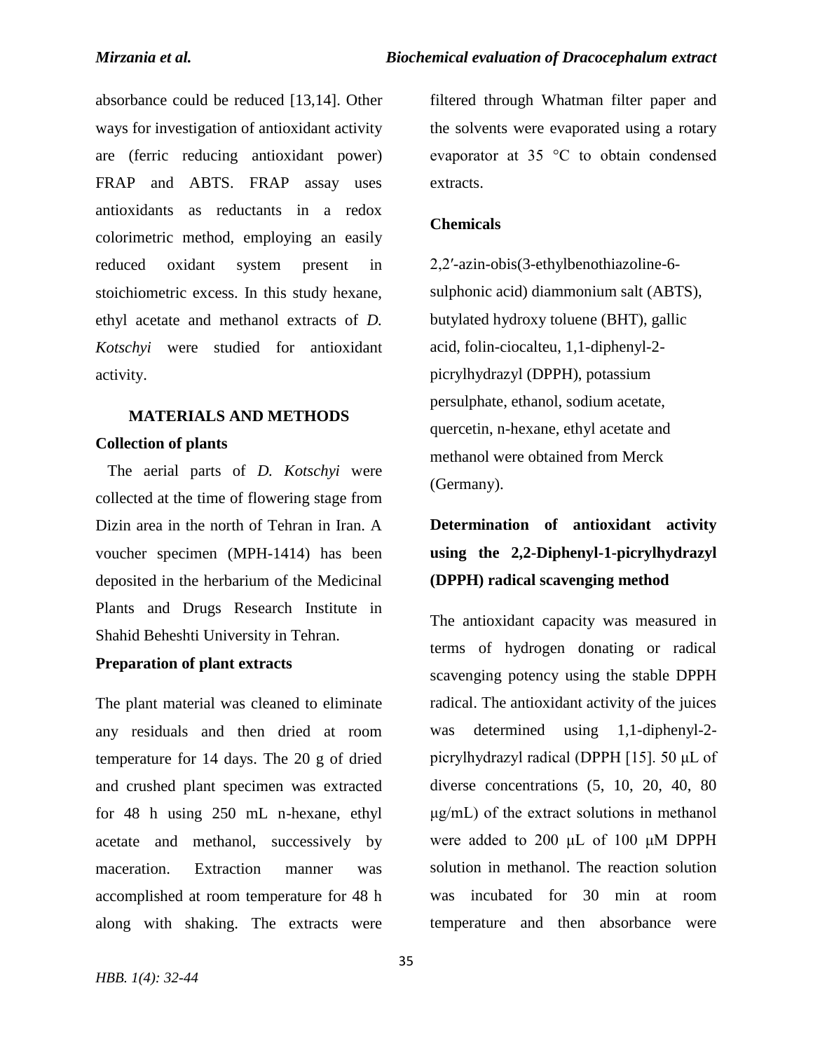absorbance could be reduced [13,14]. Other ways for investigation of antioxidant activity are (ferric reducing antioxidant power) FRAP and ABTS. FRAP assay uses antioxidants as reductants in a redox colorimetric method, employing an easily reduced oxidant system present in stoichiometric excess. In this study hexane, ethyl acetate and methanol extracts of *D. Kotschyi* were studied for antioxidant activity.

## MATERIALS AND METHODS

### Collection of plants

The aerial parts of *D. Kotschyi* were collected at the time of flowering stage from Dizin area in the north of Tehran in Iran. A voucher specimen (MPH-1414) has been deposited in the herbarium of the Medicinal Plants and Drugs Research Institute in Shahid Beheshti University in Tehran.

### Preparation of plant extracts

The plant material was cleaned to eliminate any residuals and then dried at room temperature for 14 days. The 20 g of dried and crushed plant specimen was extracted for 48 h using 250 mL n-hexane, ethyl acetate and methanol, successively by maceration. Extraction manner was accomplished at room temperature for 48 h along with shaking. The extracts were filtered through Whatman filter paper and the solvents were evaporated using a rotary evaporator at 35 °C to obtain condensed extracts.

### Chemicals

2,2′-azin-obis(3-ethylbenothiazoline-6-sulphonic acid) diammonium salt (ABTS), butylated hydroxy toluene (BHT), gallic acid, folin-ciocalteu, 1,1-diphenyl-2-picrylhydrazyl (DPPH), potassium persulphate, ethanol, sodium acetate, quercetin, n-hexane, ethyl acetate and methanol were obtained from Merck (Germany).

### Determination of antioxidant activity using the 2,2-Diphenyl-1-picrylhydrazyl (DPPH) radical scavenging method

The antioxidant capacity was measured in terms of hydrogen donating or radical scavenging potency using the stable DPPH radical. The antioxidant activity of the juices was determined using 1,1-diphenyl-2-picrylhydrazyl radical (DPPH [15]. 50 μL of diverse concentrations (5, 10, 20, 40, 80 μg/mL) of the extract solutions in methanol were added to 200 μL of 100 μM DPPH solution in methanol. The reaction solution was incubated for 30 min at room temperature and then absorbance were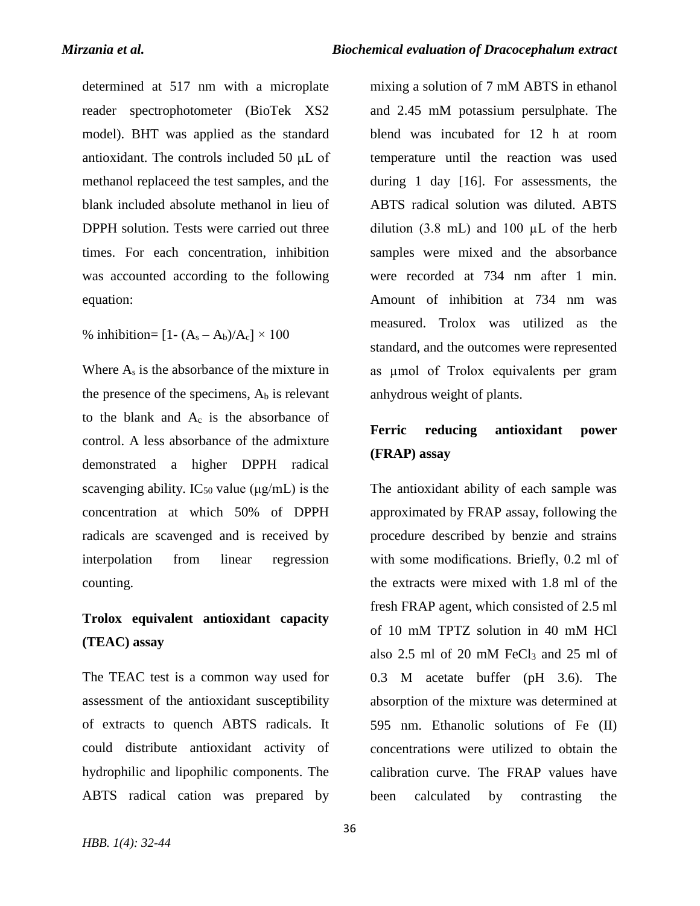determined at 517 nm with a microplate reader spectrophotometer (BioTek XS2 model). BHT was applied as the standard antioxidant. The controls included 50 μL of methanol replaceed the test samples, and the blank included absolute methanol in lieu of DPPH solution. Tests were carried out three times. For each concentration, inhibition was accounted according to the following equation:

$$\% \text{ inhibition} = [1 - (A_s - A_b)/A_c] \times 100$$

Where $A_s$ is the absorbance of the mixture in the presence of the specimens, $A_b$ is relevant to the blank and $A_c$ is the absorbance of control. A less absorbance of the admixture demonstrated a higher DPPH radical scavenging ability. $IC_{50}$ value (μg/mL) is the concentration at which 50% of DPPH radicals are scavenged and is received by interpolation from linear regression counting.

## Trolox equivalent antioxidant capacity (TEAC) assay

The TEAC test is a common way used for assessment of the antioxidant susceptibility of extracts to quench ABTS radicals. It could distribute antioxidant activity of hydrophilic and lipophilic components. The ABTS radical cation was prepared by mixing a solution of 7 mM ABTS in ethanol and 2.45 mM potassium persulphate. The blend was incubated for 12 h at room temperature until the reaction was used during 1 day [16]. For assessments, the ABTS radical solution was diluted. ABTS dilution (3.8 mL) and 100 μL of the herb samples were mixed and the absorbance were recorded at 734 nm after 1 min. Amount of inhibition at 734 nm was measured. Trolox was utilized as the standard, and the outcomes were represented as μmol of Trolox equivalents per gram anhydrous weight of plants.

## Ferric reducing antioxidant power (FRAP) assay

The antioxidant ability of each sample was approximated by FRAP assay, following the procedure described by benzie and strains with some modifications. Briefly, 0.2 ml of the extracts were mixed with 1.8 ml of the fresh FRAP agent, which consisted of 2.5 ml of 10 mM TPTZ solution in 40 mM HCl also 2.5 ml of 20 mM $FeCl_3$ and 25 ml of 0.3 M acetate buffer (pH 3.6). The absorption of the mixture was determined at 595 nm. Ethanolic solutions of Fe (II) concentrations were utilized to obtain the calibration curve. The FRAP values have been calculated by contrasting the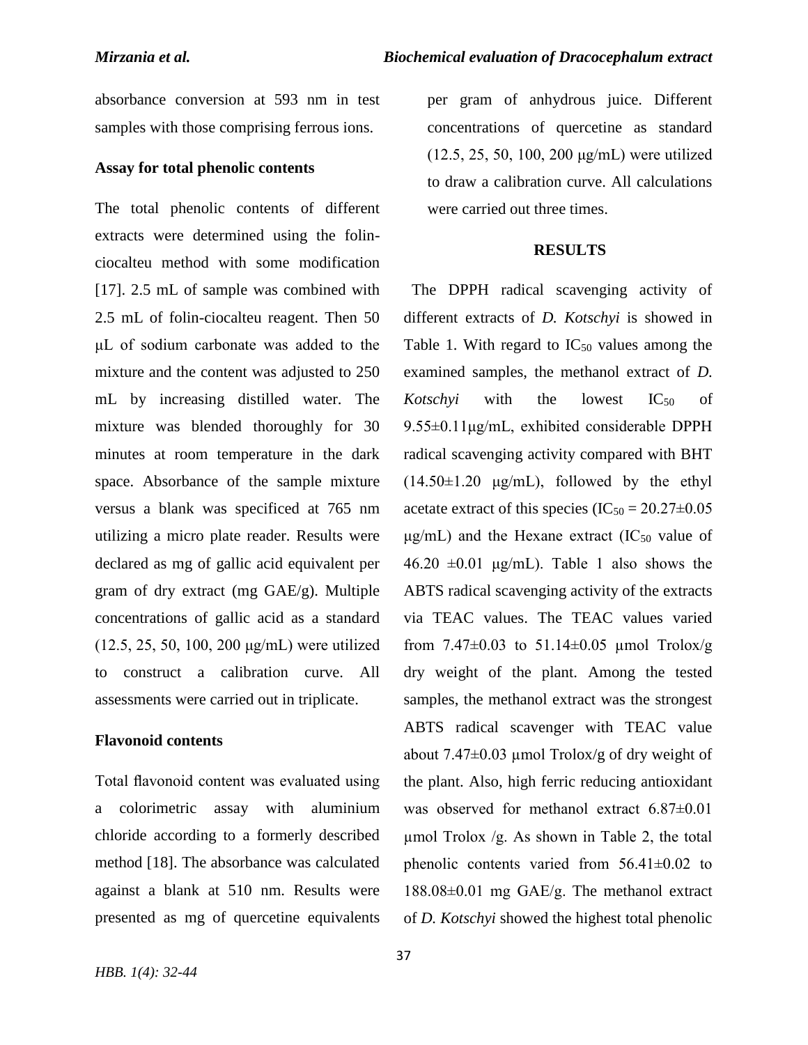absorbance conversion at 593 nm in test samples with those comprising ferrous ions.

### Assay for total phenolic contents

The total phenolic contents of different extracts were determined using the folin-ciocalteu method with some modification [17]. 2.5 mL of sample was combined with 2.5 mL of folin-ciocalteu reagent. Then 50 μL of sodium carbonate was added to the mixture and the content was adjusted to 250 mL by increasing distilled water. The mixture was blended thoroughly for 30 minutes at room temperature in the dark space. Absorbance of the sample mixture versus a blank was specificed at 765 nm utilizing a micro plate reader. Results were declared as mg of gallic acid equivalent per gram of dry extract (mg GAE/g). Multiple concentrations of gallic acid as a standard (12.5, 25, 50, 100, 200 μg/mL) were utilized to construct a calibration curve. All assessments were carried out in triplicate.

### Flavonoid contents

Total flavonoid content was evaluated using a colorimetric assay with aluminium chloride according to a formerly described method [18]. The absorbance was calculated against a blank at 510 nm. Results were presented as mg of quercetine equivalents per gram of anhydrous juice. Different concentrations of quercetine as standard (12.5, 25, 50, 100, 200 μg/mL) were utilized to draw a calibration curve. All calculations were carried out three times.

## RESULTS

The DPPH radical scavenging activity of different extracts of *D. Kotschyi* is showed in Table 1. With regard to $IC_{50}$ values among the examined samples, the methanol extract of *D. Kotschyi* with the lowest $IC_{50}$ of 9.55±0.11μg/mL, exhibited considerable DPPH radical scavenging activity compared with BHT (14.50±1.20 μg/mL), followed by the ethyl acetate extract of this species ($IC_{50}$ = 20.27±0.05 μg/mL) and the Hexane extract ($IC_{50}$ value of 46.20 ±0.01 μg/mL). Table 1 also shows the ABTS radical scavenging activity of the extracts via TEAC values. The TEAC values varied from 7.47±0.03 to 51.14±0.05 μmol Trolox/g dry weight of the plant. Among the tested samples, the methanol extract was the strongest ABTS radical scavenger with TEAC value about 7.47±0.03 μmol Trolox/g of dry weight of the plant. Also, high ferric reducing antioxidant was observed for methanol extract 6.87±0.01 μmol Trolox /g. As shown in Table 2, the total phenolic contents varied from 56.41±0.02 to 188.08±0.01 mg GAE/g. The methanol extract of *D. Kotschyi* showed the highest total phenolic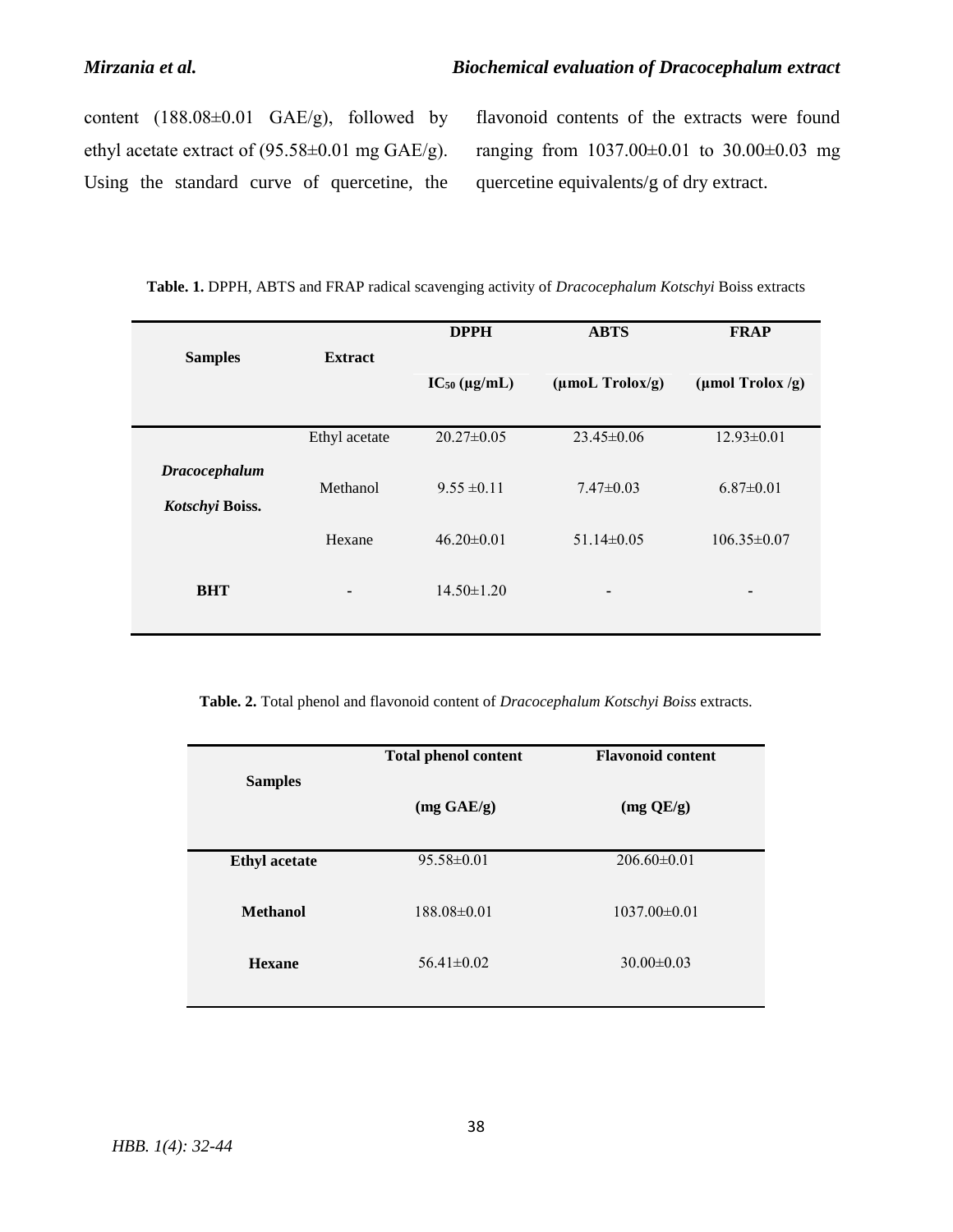content (188.08±0.01 GAE/g), followed by ethyl acetate extract of (95.58±0.01 mg GAE/g). Using the standard curve of quercetine, the flavonoid contents of the extracts were found ranging from 1037.00±0.01 to 30.00±0.03 mg quercetine equivalents/g of dry extract.

**Table. 1.** DPPH, ABTS and FRAP radical scavenging activity of *Dracocephalum Kotschyi* Boiss extracts

| Samples | Extract | DPPH $IC_{50}$ (μg/mL) | ABTS (μmoL Trolox/g) | FRAP (μmol Trolox /g) |
|---|---|---|---|---|
| ***Dracocephalum Kotschyi* Boiss.** | Ethyl acetate | 20.27±0.05 | 23.45±0.06 | 12.93±0.01 |
| | Methanol | 9.55 ±0.11 | 7.47±0.03 | 6.87±0.01 |
| | Hexane | 46.20±0.01 | 51.14±0.05 | 106.35±0.07 |
| **BHT** | - | 14.50±1.20 | - | - |

**Table. 2.** Total phenol and flavonoid content of *Dracocephalum Kotschyi Boiss* extracts.

| Samples | Total phenol content (mg GAE/g) | Flavonoid content (mg QE/g) |
|---|---|---|
| **Ethyl acetate** | 95.58±0.01 | 206.60±0.01 |
| **Methanol** | 188.08±0.01 | 1037.00±0.01 |
| **Hexane** | 56.41±0.02 | 30.00±0.03 |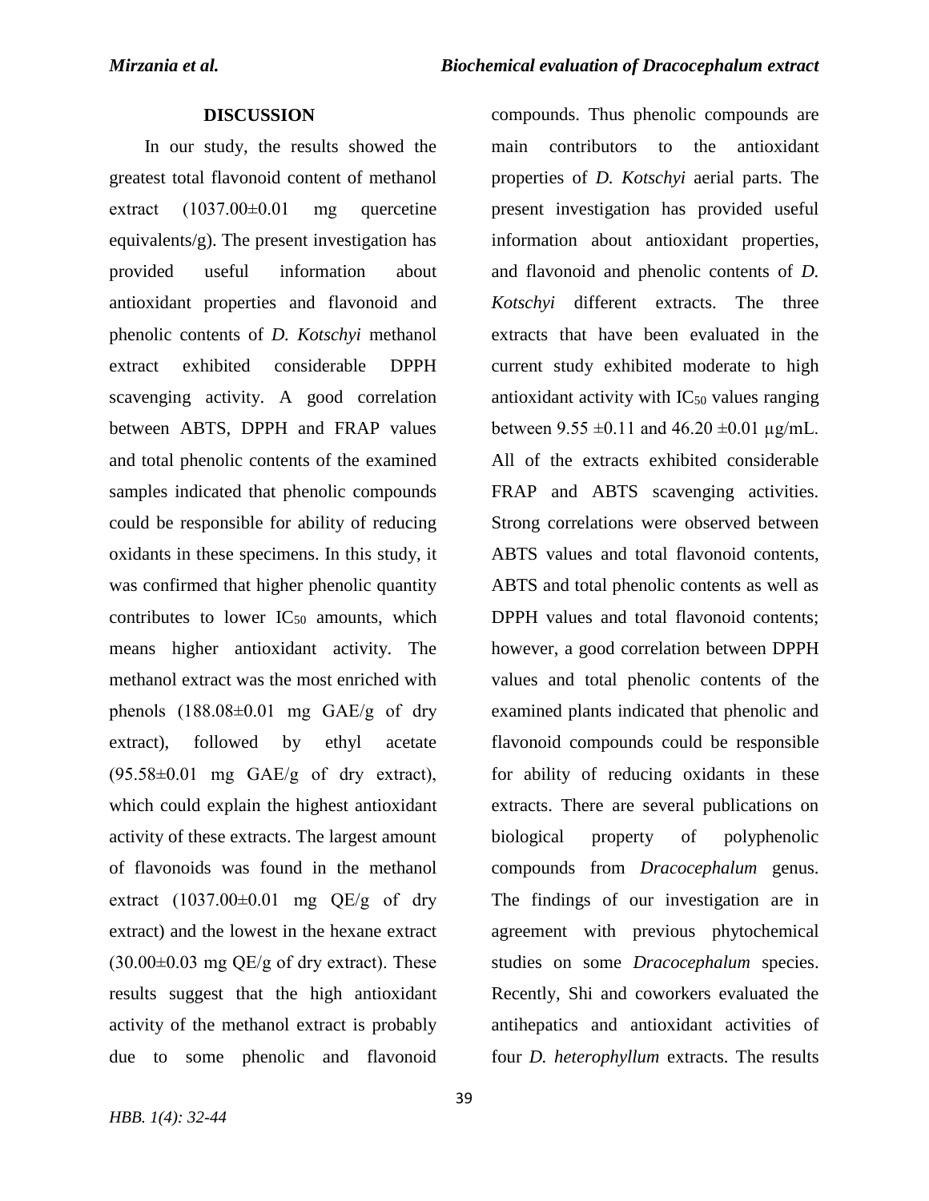## DISCUSSION

In our study, the results showed the greatest total flavonoid content of methanol extract (1037.00±0.01 mg quercetine equivalents/g). The present investigation has provided useful information about antioxidant properties and flavonoid and phenolic contents of *D. Kotschyi* methanol extract exhibited considerable DPPH scavenging activity. A good correlation between ABTS, DPPH and FRAP values and total phenolic contents of the examined samples indicated that phenolic compounds could be responsible for ability of reducing oxidants in these specimens. In this study, it was confirmed that higher phenolic quantity contributes to lower $IC_{50}$ amounts, which means higher antioxidant activity. The methanol extract was the most enriched with phenols (188.08±0.01 mg GAE/g of dry extract), followed by ethyl acetate (95.58±0.01 mg GAE/g of dry extract), which could explain the highest antioxidant activity of these extracts. The largest amount of flavonoids was found in the methanol extract (1037.00±0.01 mg QE/g of dry extract) and the lowest in the hexane extract (30.00±0.03 mg QE/g of dry extract). These results suggest that the high antioxidant activity of the methanol extract is probably due to some phenolic and flavonoid compounds. Thus phenolic compounds are main contributors to the antioxidant properties of *D. Kotschyi* aerial parts. The present investigation has provided useful information about antioxidant properties, and flavonoid and phenolic contents of *D. Kotschyi* different extracts. The three extracts that have been evaluated in the current study exhibited moderate to high antioxidant activity with $IC_{50}$ values ranging between 9.55 ±0.11 and 46.20 ±0.01 µg/mL. All of the extracts exhibited considerable FRAP and ABTS scavenging activities. Strong correlations were observed between ABTS values and total flavonoid contents, ABTS and total phenolic contents as well as DPPH values and total flavonoid contents; however, a good correlation between DPPH values and total phenolic contents of the examined plants indicated that phenolic and flavonoid compounds could be responsible for ability of reducing oxidants in these extracts. There are several publications on biological property of polyphenolic compounds from *Dracocephalum* genus. The findings of our investigation are in agreement with previous phytochemical studies on some *Dracocephalum* species. Recently, Shi and coworkers evaluated the antihepatics and antioxidant activities of four *D. heterophyllum* extracts. The results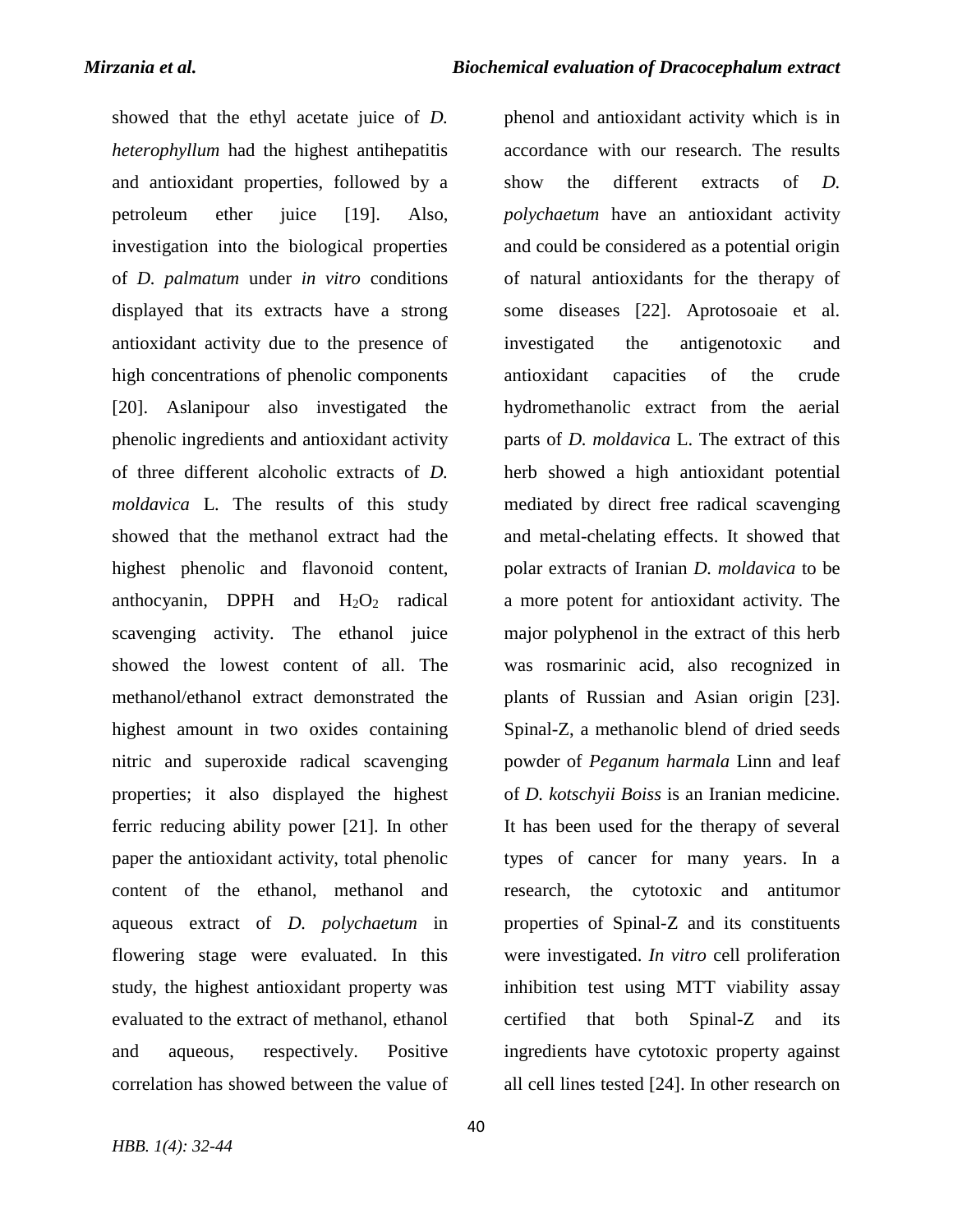showed that the ethyl acetate juice of *D. heterophyllum* had the highest antihepatitis and antioxidant properties, followed by a petroleum ether juice [19]. Also, investigation into the biological properties of *D. palmatum* under *in vitro* conditions displayed that its extracts have a strong antioxidant activity due to the presence of high concentrations of phenolic components [20]. Aslanipour also investigated the phenolic ingredients and antioxidant activity of three different alcoholic extracts of *D. moldavica* L. The results of this study showed that the methanol extract had the highest phenolic and flavonoid content, anthocyanin, DPPH and $H_2O_2$ radical scavenging activity. The ethanol juice showed the lowest content of all. The methanol/ethanol extract demonstrated the highest amount in two oxides containing nitric and superoxide radical scavenging properties; it also displayed the highest ferric reducing ability power [21]. In other paper the antioxidant activity, total phenolic content of the ethanol, methanol and aqueous extract of *D. polychaetum* in flowering stage were evaluated. In this study, the highest antioxidant property was evaluated to the extract of methanol, ethanol and aqueous, respectively. Positive correlation has showed between the value of phenol and antioxidant activity which is in accordance with our research. The results show the different extracts of *D. polychaetum* have an antioxidant activity and could be considered as a potential origin of natural antioxidants for the therapy of some diseases [22]. Aprotosoaie et al. investigated the antigenotoxic and antioxidant capacities of the crude hydromethanolic extract from the aerial parts of *D. moldavica* L. The extract of this herb showed a high antioxidant potential mediated by direct free radical scavenging and metal-chelating effects. It showed that polar extracts of Iranian *D. moldavica* to be a more potent for antioxidant activity. The major polyphenol in the extract of this herb was rosmarinic acid, also recognized in plants of Russian and Asian origin [23]. Spinal-Z, a methanolic blend of dried seeds powder of *Peganum harmala* Linn and leaf of *D. kotschyii Boiss* is an Iranian medicine. It has been used for the therapy of several types of cancer for many years. In a research, the cytotoxic and antitumor properties of Spinal-Z and its constituents were investigated. *In vitro* cell proliferation inhibition test using MTT viability assay certified that both Spinal-Z and its ingredients have cytotoxic property against all cell lines tested [24]. In other research on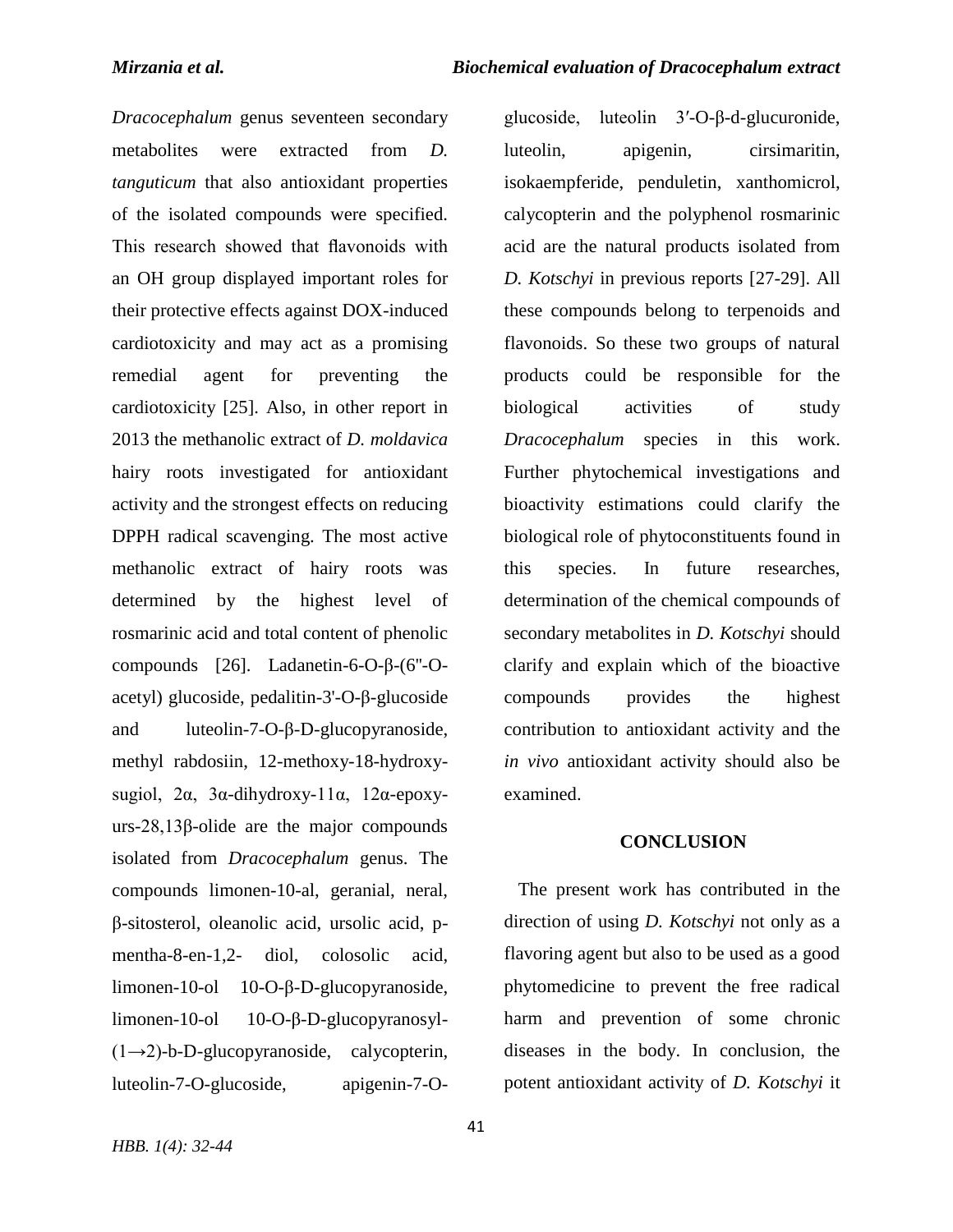*Dracocephalum* genus seventeen secondary metabolites were extracted from *D. tanguticum* that also antioxidant properties of the isolated compounds were specified. This research showed that flavonoids with an OH group displayed important roles for their protective effects against DOX-induced cardiotoxicity and may act as a promising remedial agent for preventing the cardiotoxicity [25]. Also, in other report in 2013 the methanolic extract of *D. moldavica* hairy roots investigated for antioxidant activity and the strongest effects on reducing DPPH radical scavenging. The most active methanolic extract of hairy roots was determined by the highest level of rosmarinic acid and total content of phenolic compounds [26]. Ladanetin-6-O-β-(6''-O-acetyl) glucoside, pedalitin-3'-O-β-glucoside and luteolin-7-O-β-D-glucopyranoside, methyl rabdosiin, 12-methoxy-18-hydroxy-sugiol, 2α, 3α-dihydroxy-11α, 12α-epoxy-urs-28,13β-olide are the major compounds isolated from *Dracocephalum* genus. The compounds limonen-10-al, geranial, neral, β-sitosterol, oleanolic acid, ursolic acid, p-mentha-8-en-1,2- diol, colosolic acid, limonen-10-ol 10-O-β-D-glucopyranoside, limonen-10-ol 10-O-β-D-glucopyranosyl-(1→2)-b-D-glucopyranoside, calycopterin, luteolin-7-O-glucoside, apigenin-7-O-glucoside, luteolin 3′-O-β-d-glucuronide, luteolin, apigenin, cirsimaritin, isokaempferide, penduletin, xanthomicrol, calycopterin and the polyphenol rosmarinic acid are the natural products isolated from *D. Kotschyi* in previous reports [27-29]. All these compounds belong to terpenoids and flavonoids. So these two groups of natural products could be responsible for the biological activities of study *Dracocephalum* species in this work. Further phytochemical investigations and bioactivity estimations could clarify the biological role of phytoconstituents found in this species. In future researches, determination of the chemical compounds of secondary metabolites in *D. Kotschyi* should clarify and explain which of the bioactive compounds provides the highest contribution to antioxidant activity and the *in vivo* antioxidant activity should also be examined.

## CONCLUSION

The present work has contributed in the direction of using *D. Kotschyi* not only as a flavoring agent but also to be used as a good phytomedicine to prevent the free radical harm and prevention of some chronic diseases in the body. In conclusion, the potent antioxidant activity of *D. Kotschyi* it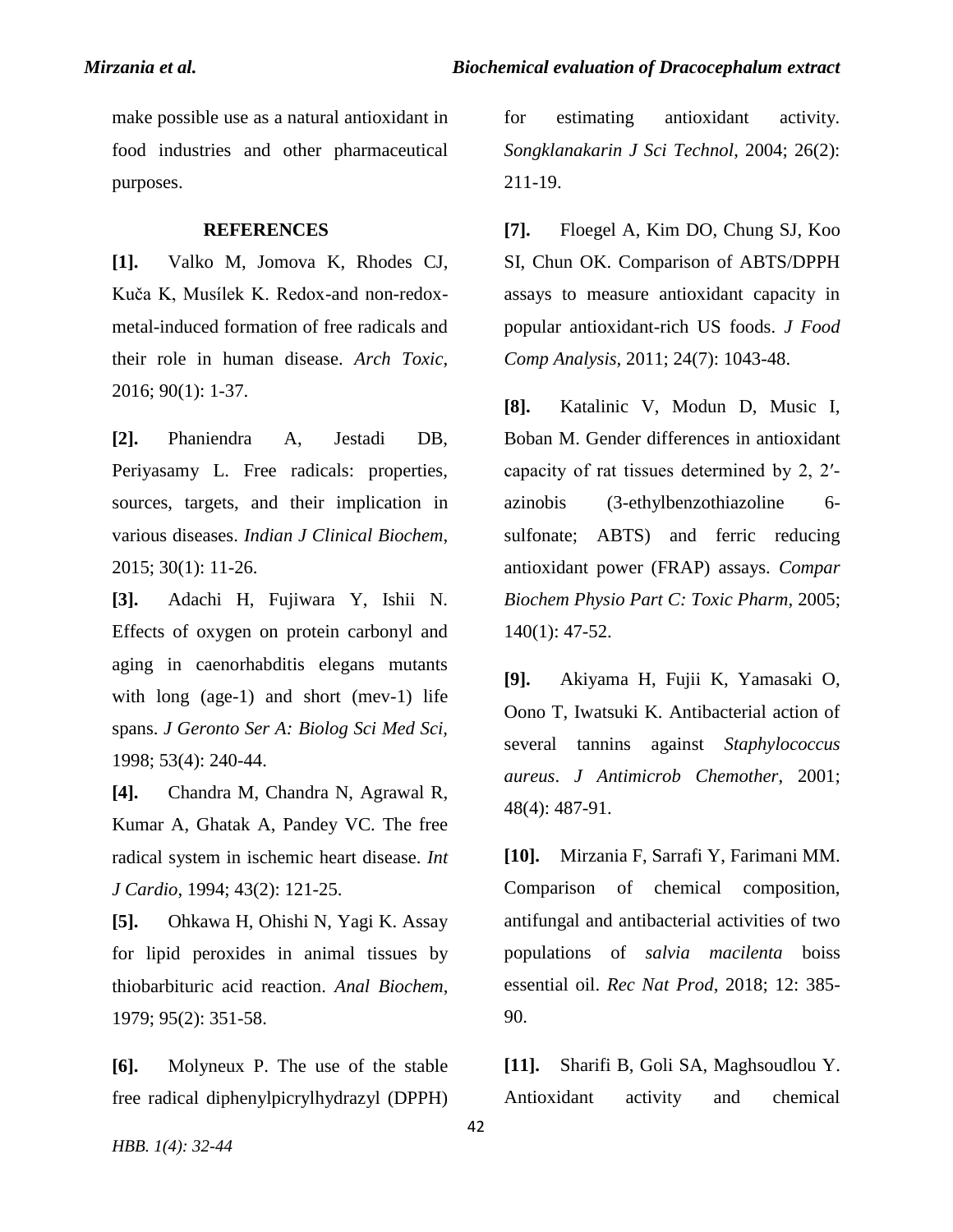make possible use as a natural antioxidant in food industries and other pharmaceutical purposes.

## REFERENCES

**[1].** Valko M, Jomova K, Rhodes CJ, Kuča K, Musílek K. Redox-and non-redox-metal-induced formation of free radicals and their role in human disease. *Arch Toxic*, 2016; 90(1): 1-37.

**[2].** Phaniendra A, Jestadi DB, Periyasamy L. Free radicals: properties, sources, targets, and their implication in various diseases. *Indian J Clinical Biochem*, 2015; 30(1): 11-26.

**[3].** Adachi H, Fujiwara Y, Ishii N. Effects of oxygen on protein carbonyl and aging in caenorhabditis elegans mutants with long (age-1) and short (mev-1) life spans. *J Geronto Ser A: Biolog Sci Med Sci*, 1998; 53(4): 240-44.

**[4].** Chandra M, Chandra N, Agrawal R, Kumar A, Ghatak A, Pandey VC. The free radical system in ischemic heart disease. *Int J Cardio*, 1994; 43(2): 121-25.

**[5].** Ohkawa H, Ohishi N, Yagi K. Assay for lipid peroxides in animal tissues by thiobarbituric acid reaction. *Anal Biochem*, 1979; 95(2): 351-58.

**[6].** Molyneux P. The use of the stable free radical diphenylpicrylhydrazyl (DPPH) for estimating antioxidant activity. *Songklanakarin J Sci Technol*, 2004; 26(2): 211-19.

**[7].** Floegel A, Kim DO, Chung SJ, Koo SI, Chun OK. Comparison of ABTS/DPPH assays to measure antioxidant capacity in popular antioxidant-rich US foods. *J Food Comp Analysis*, 2011; 24(7): 1043-48.

**[8].** Katalinic V, Modun D, Music I, Boban M. Gender differences in antioxidant capacity of rat tissues determined by 2, 2′-azinobis (3-ethylbenzothiazoline 6-sulfonate; ABTS) and ferric reducing antioxidant power (FRAP) assays. *Compar Biochem Physio Part C: Toxic Pharm*, 2005; 140(1): 47-52.

**[9].** Akiyama H, Fujii K, Yamasaki O, Oono T, Iwatsuki K. Antibacterial action of several tannins against *Staphylococcus aureus*. *J Antimicrob Chemother*, 2001; 48(4): 487-91.

**[10].** Mirzania F, Sarrafi Y, Farimani MM. Comparison of chemical composition, antifungal and antibacterial activities of two populations of *salvia macilenta* boiss essential oil. *Rec Nat Prod*, 2018; 12: 385-90.

**[11].** Sharifi B, Goli SA, Maghsoudlou Y. Antioxidant activity and chemical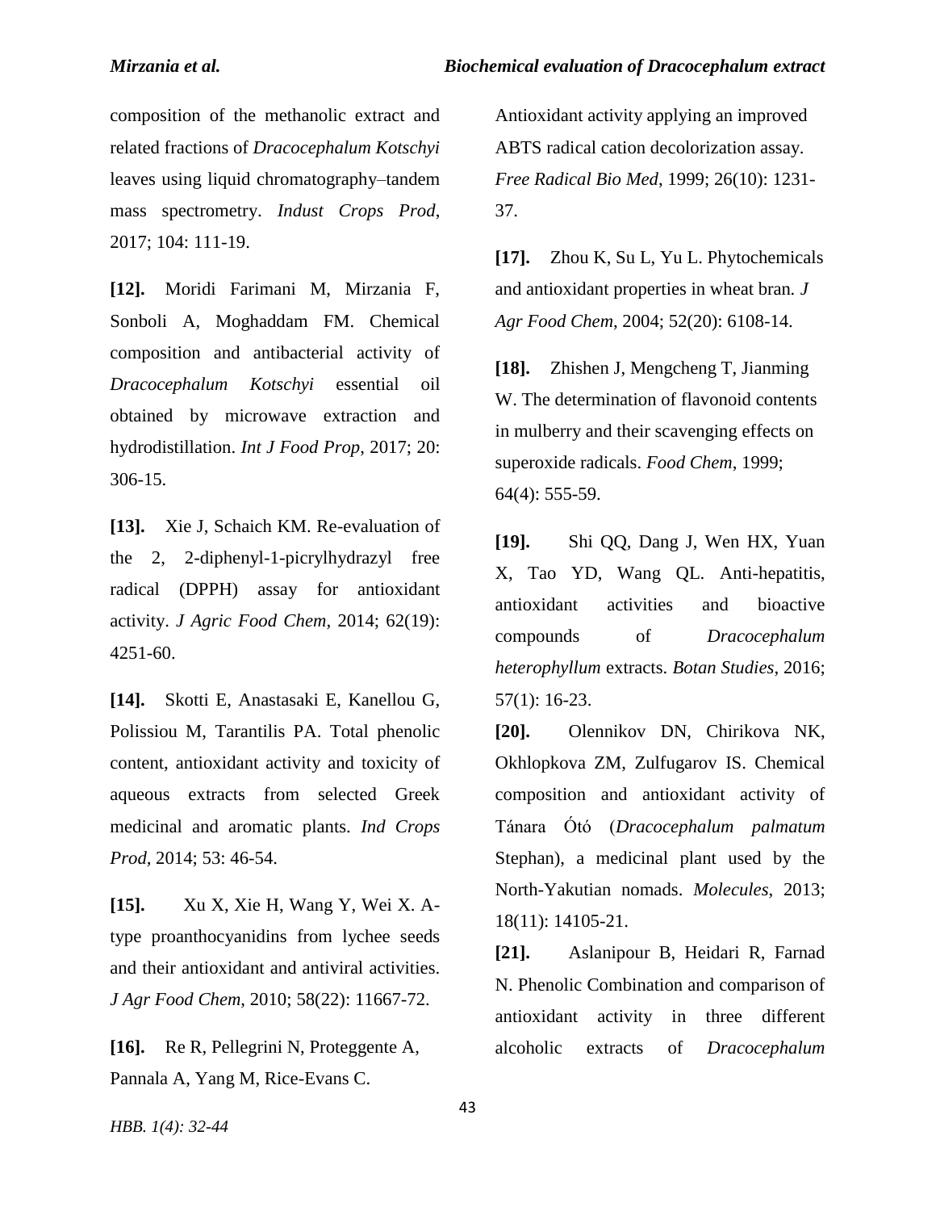composition of the methanolic extract and related fractions of *Dracocephalum Kotschyi* leaves using liquid chromatography–tandem mass spectrometry. *Indust Crops Prod*, 2017; 104: 111-19.

**[12].** Moridi Farimani M, Mirzania F, Sonboli A, Moghaddam FM. Chemical composition and antibacterial activity of *Dracocephalum Kotschyi* essential oil obtained by microwave extraction and hydrodistillation. *Int J Food Prop*, 2017; 20: 306-15.

**[13].** Xie J, Schaich KM. Re-evaluation of the 2, 2-diphenyl-1-picrylhydrazyl free radical (DPPH) assay for antioxidant activity. *J Agric Food Chem*, 2014; 62(19): 4251-60.

**[14].** Skotti E, Anastasaki E, Kanellou G, Polissiou M, Tarantilis PA. Total phenolic content, antioxidant activity and toxicity of aqueous extracts from selected Greek medicinal and aromatic plants. *Ind Crops Prod*, 2014; 53: 46-54.

**[15].** Xu X, Xie H, Wang Y, Wei X. A-type proanthocyanidins from lychee seeds and their antioxidant and antiviral activities. *J Agr Food Chem*, 2010; 58(22): 11667-72.

**[16].** Re R, Pellegrini N, Proteggente A, Pannala A, Yang M, Rice-Evans C. Antioxidant activity applying an improved ABTS radical cation decolorization assay. *Free Radical Bio Med*, 1999; 26(10): 1231-37.

**[17].** Zhou K, Su L, Yu L. Phytochemicals and antioxidant properties in wheat bran. *J Agr Food Chem*, 2004; 52(20): 6108-14.

**[18].** Zhishen J, Mengcheng T, Jianming W. The determination of flavonoid contents in mulberry and their scavenging effects on superoxide radicals. *Food Chem*, 1999; 64(4): 555-59.

**[19].** Shi QQ, Dang J, Wen HX, Yuan X, Tao YD, Wang QL. Anti-hepatitis, antioxidant activities and bioactive compounds of *Dracocephalum heterophyllum* extracts. *Botan Studies*, 2016; 57(1): 16-23.

**[20].** Olennikov DN, Chirikova NK, Okhlopkova ZM, Zulfugarov IS. Chemical composition and antioxidant activity of Tánara Ótó (*Dracocephalum palmatum* Stephan), a medicinal plant used by the North-Yakutian nomads. *Molecules*, 2013; 18(11): 14105-21.

**[21].** Aslanipour B, Heidari R, Farnad N. Phenolic Combination and comparison of antioxidant activity in three different alcoholic extracts of *Dracocephalum*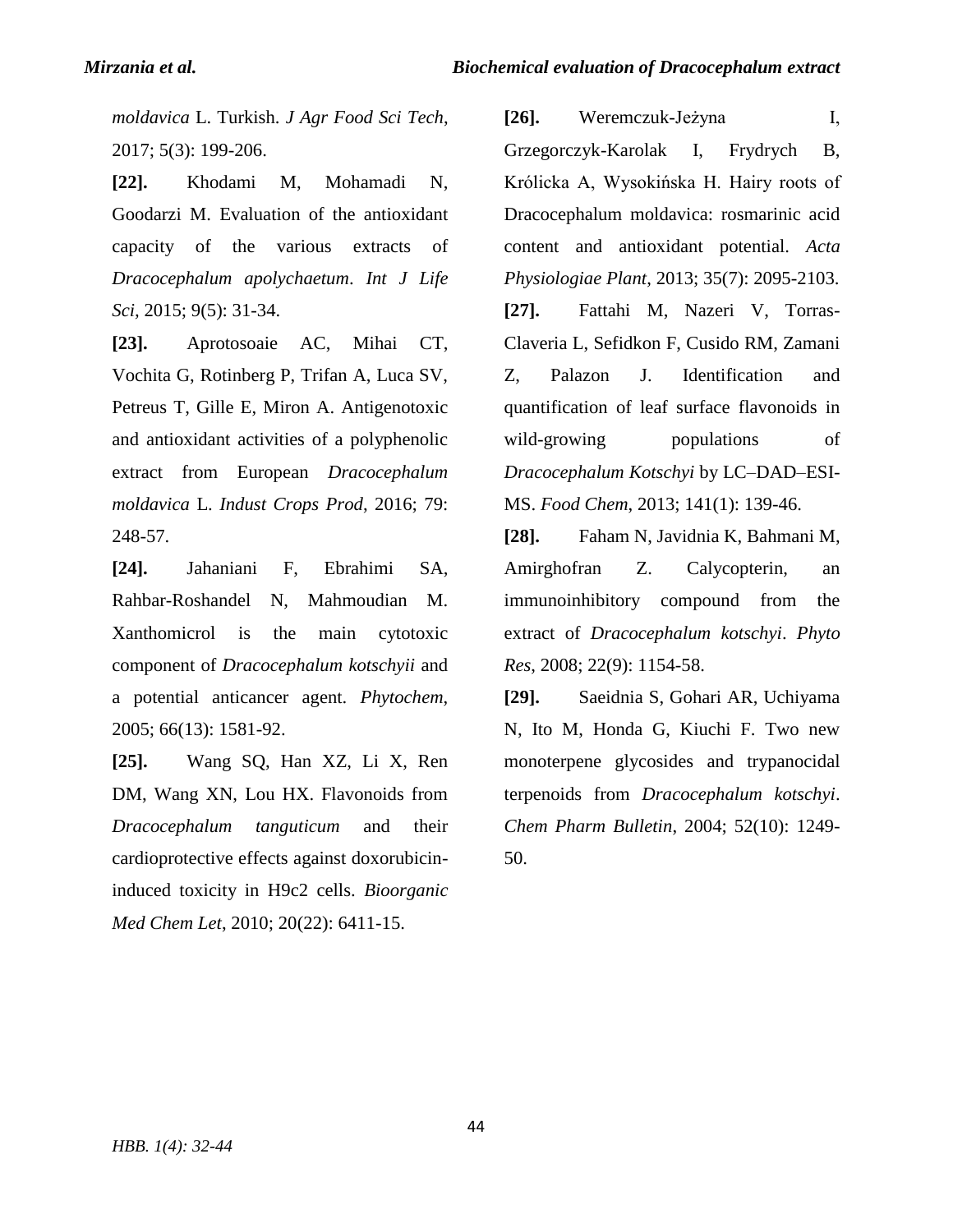*moldavica* L. Turkish. *J Agr Food Sci Tech*, 2017; 5(3): 199-206.

**[22].** Khodami M, Mohamadi N, Goodarzi M. Evaluation of the antioxidant capacity of the various extracts of *Dracocephalum apolychaetum*. *Int J Life Sci*, 2015; 9(5): 31-34.

**[23].** Aprotosoaie AC, Mihai CT, Vochita G, Rotinberg P, Trifan A, Luca SV, Petreus T, Gille E, Miron A. Antigenotoxic and antioxidant activities of a polyphenolic extract from European *Dracocephalum moldavica* L. *Indust Crops Prod*, 2016; 79: 248-57.

**[24].** Jahaniani F, Ebrahimi SA, Rahbar-Roshandel N, Mahmoudian M. Xanthomicrol is the main cytotoxic component of *Dracocephalum kotschyii* and a potential anticancer agent. *Phytochem*, 2005; 66(13): 1581-92.

**[25].** Wang SQ, Han XZ, Li X, Ren DM, Wang XN, Lou HX. Flavonoids from *Dracocephalum tanguticum* and their cardioprotective effects against doxorubicin-induced toxicity in H9c2 cells. *Bioorganic Med Chem Let*, 2010; 20(22): 6411-15.

**[26].** Weremczuk-Jeżyna I, Grzegorczyk-Karolak I, Frydrych B, Królicka A, Wysokińska H. Hairy roots of Dracocephalum moldavica: rosmarinic acid content and antioxidant potential. *Acta Physiologiae Plant*, 2013; 35(7): 2095-2103.

**[27].** Fattahi M, Nazeri V, Torras-Claveria L, Sefidkon F, Cusido RM, Zamani Z, Palazon J. Identification and quantification of leaf surface flavonoids in wild-growing populations of *Dracocephalum Kotschyi* by LC–DAD–ESI-MS. *Food Chem*, 2013; 141(1): 139-46.

**[28].** Faham N, Javidnia K, Bahmani M, Amirghofran Z. Calycopterin, an immunoinhibitory compound from the extract of *Dracocephalum kotschyi*. *Phyto Res*, 2008; 22(9): 1154-58.

**[29].** Saeidnia S, Gohari AR, Uchiyama N, Ito M, Honda G, Kiuchi F. Two new monoterpene glycosides and trypanocidal terpenoids from *Dracocephalum kotschyi*. *Chem Pharm Bulletin*, 2004; 52(10): 1249-50.